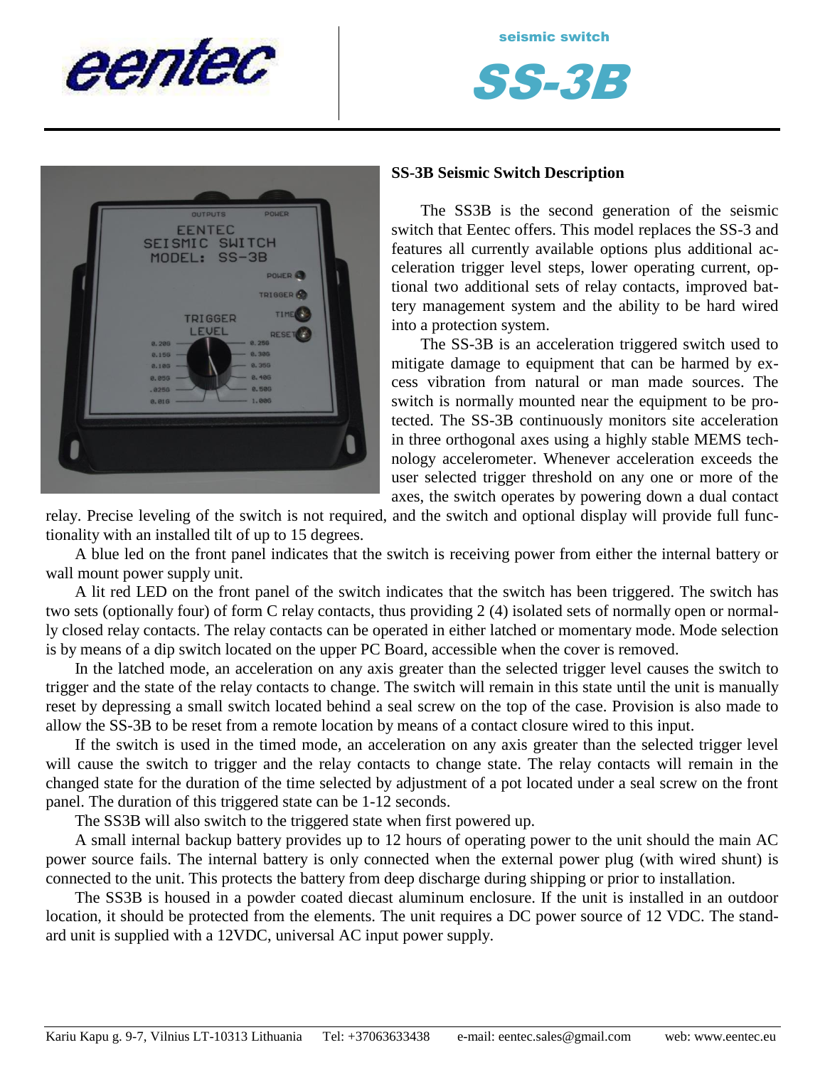eentec

seismic switch

# SS-3B

## SS-3B Seismic Switch Description

The SS3B is the second generation of the seismic switch that Eentec offers. This model replaces the SS-3 and features all currently available options plus additional acceleration trigger level steps, lower operating current, optional two additional sets of relay contacts, improved battery management system and the ability to be hard wired into a protection system.

The SS-3B is an acceleration triggered switch used to mitigate damage to equipment that can be harmed by excess vibration from natural or man made sources. The switch is normally mounted near the equipment to be protected. The SS-3B continuously monitors site acceleration in three orthogonal axes using a highly stable MEMS technology accelerometer. Whenever acceleration exceeds the user selected trigger threshold on any one or more of the axes, the switch operates by powering down a dual contact relay. Precise leveling of the switch is not required, and the switch and optional display will provide full functionality with an installed tilt of up to 15 degrees.

A blue led on the front panel indicates that the switch is receiving power from either the internal battery or wall mount power supply unit.

A lit red LED on the front panel of the switch indicates that the switch has been triggered. The switch has two sets (optionally four) of form C relay contacts, thus providing 2 (4) isolated sets of normally open or normally closed relay contacts. The relay contacts can be operated in either latched or momentary mode. Mode selection is by means of a dip switch located on the upper PC Board, accessible when the cover is removed.

In the latched mode, an acceleration on any axis greater than the selected trigger level causes the switch to trigger and the state of the relay contacts to change. The switch will remain in this state until the unit is manually reset by depressing a small switch located behind a seal screw on the top of the case. Provision is also made to allow the SS-3B to be reset from a remote location by means of a contact closure wired to this input.

If the switch is used in the timed mode, an acceleration on any axis greater than the selected trigger level will cause the switch to trigger and the relay contacts to change state. The relay contacts will remain in the changed state for the duration of the time selected by adjustment of a pot located under a seal screw on the front panel. The duration of this triggered state can be 1-12 seconds.

The SS3B will also switch to the triggered state when first powered up.

A small internal backup battery provides up to 12 hours of operating power to the unit should the main AC power source fails. The internal battery is only connected when the external power plug (with wired shunt) is connected to the unit. This protects the battery from deep discharge during shipping or prior to installation.

The SS3B is housed in a powder coated diecast aluminum enclosure. If the unit is installed in an outdoor location, it should be protected from the elements. The unit requires a DC power source of 12 VDC. The standard unit is supplied with a 12VDC, universal AC input power supply.

Kariu Kapu g. 9-7, Vilnius LT-10313 Lithuania Tel: +37063633438 e-mail: eentec.sales@gmail.com web: www.eentec.eu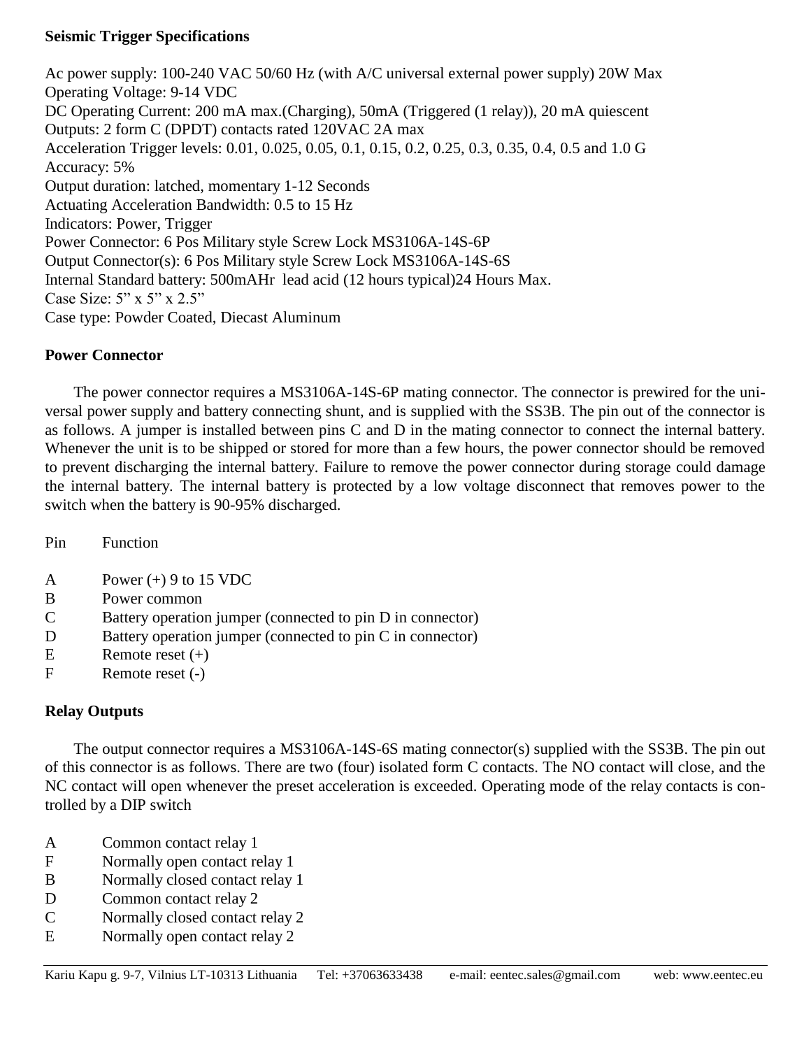**Seismic Trigger Specifications**

Ac power supply: 100-240 VAC 50/60 Hz (with A/C universal external power supply) 20W Max
Operating Voltage: 9-14 VDC
DC Operating Current: 200 mA max.(Charging), 50mA (Triggered (1 relay)), 20 mA quiescent
Outputs: 2 form C (DPDT) contacts rated 120VAC 2A max
Acceleration Trigger levels: 0.01, 0.025, 0.05, 0.1, 0.15, 0.2, 0.25, 0.3, 0.35, 0.4, 0.5 and 1.0 G
Accuracy: 5%
Output duration: latched, momentary 1-12 Seconds
Actuating Acceleration Bandwidth: 0.5 to 15 Hz
Indicators: Power, Trigger
Power Connector: 6 Pos Military style Screw Lock MS3106A-14S-6P
Output Connector(s): 6 Pos Military style Screw Lock MS3106A-14S-6S
Internal Standard battery: 500mAHr lead acid (12 hours typical)24 Hours Max.
Case Size: 5" x 5" x 2.5"
Case type: Powder Coated, Diecast Aluminum

**Power Connector**

The power connector requires a MS3106A-14S-6P mating connector. The connector is prewired for the universal power supply and battery connecting shunt, and is supplied with the SS3B. The pin out of the connector is as follows. A jumper is installed between pins C and D in the mating connector to connect the internal battery. Whenever the unit is to be shipped or stored for more than a few hours, the power connector should be removed to prevent discharging the internal battery. Failure to remove the power connector during storage could damage the internal battery. The internal battery is protected by a low voltage disconnect that removes power to the switch when the battery is 90-95% discharged.

| Pin | Function |
|---|---|
| A | Power (+) 9 to 15 VDC |
| B | Power common |
| C | Battery operation jumper (connected to pin D in connector) |
| D | Battery operation jumper (connected to pin C in connector) |
| E | Remote reset (+) |
| F | Remote reset (-) |

**Relay Outputs**

The output connector requires a MS3106A-14S-6S mating connector(s) supplied with the SS3B. The pin out of this connector is as follows. There are two (four) isolated form C contacts. The NO contact will close, and the NC contact will open whenever the preset acceleration is exceeded. Operating mode of the relay contacts is controlled by a DIP switch

| | |
|---|---|
| A | Common contact relay 1 |
| F | Normally open contact relay 1 |
| B | Normally closed contact relay 1 |
| D | Common contact relay 2 |
| C | Normally closed contact relay 2 |
| E | Normally open contact relay 2 |

Kariu Kapu g. 9-7, Vilnius LT-10313 Lithuania Tel: +37063633438 e-mail: eentec.sales@gmail.com web: www.eentec.eu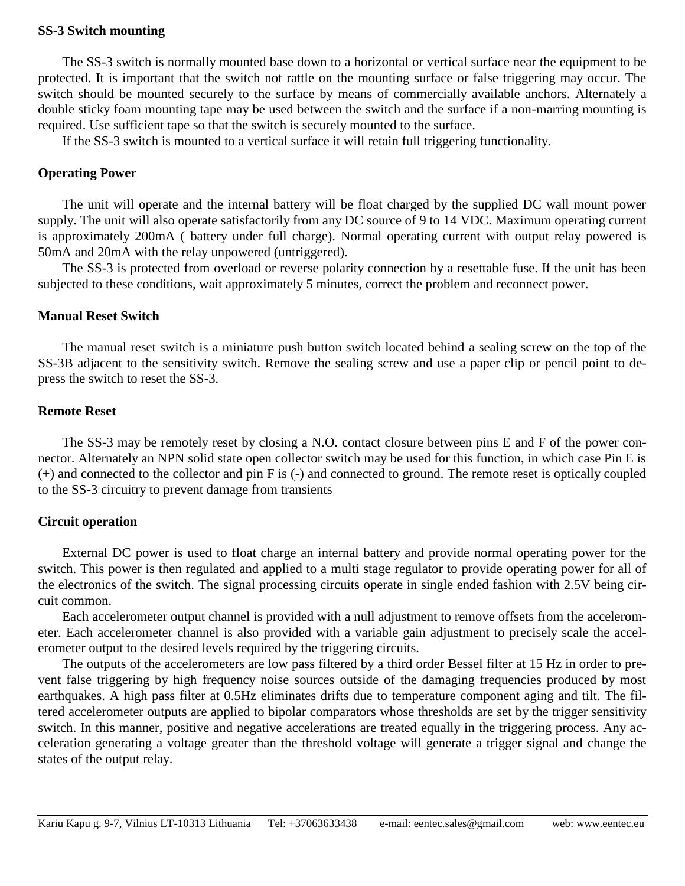**SS-3 Switch mounting**

The SS-3 switch is normally mounted base down to a horizontal or vertical surface near the equipment to be protected. It is important that the switch not rattle on the mounting surface or false triggering may occur. The switch should be mounted securely to the surface by means of commercially available anchors. Alternately a double sticky foam mounting tape may be used between the switch and the surface if a non-marring mounting is required. Use sufficient tape so that the switch is securely mounted to the surface.

If the SS-3 switch is mounted to a vertical surface it will retain full triggering functionality.

**Operating Power**

The unit will operate and the internal battery will be float charged by the supplied DC wall mount power supply. The unit will also operate satisfactorily from any DC source of 9 to 14 VDC. Maximum operating current is approximately 200mA ( battery under full charge). Normal operating current with output relay powered is 50mA and 20mA with the relay unpowered (untriggered).

The SS-3 is protected from overload or reverse polarity connection by a resettable fuse. If the unit has been subjected to these conditions, wait approximately 5 minutes, correct the problem and reconnect power.

**Manual Reset Switch**

The manual reset switch is a miniature push button switch located behind a sealing screw on the top of the SS-3B adjacent to the sensitivity switch. Remove the sealing screw and use a paper clip or pencil point to depress the switch to reset the SS-3.

**Remote Reset**

The SS-3 may be remotely reset by closing a N.O. contact closure between pins E and F of the power connector. Alternately an NPN solid state open collector switch may be used for this function, in which case Pin E is (+) and connected to the collector and pin F is (-) and connected to ground. The remote reset is optically coupled to the SS-3 circuitry to prevent damage from transients

**Circuit operation**

External DC power is used to float charge an internal battery and provide normal operating power for the switch. This power is then regulated and applied to a multi stage regulator to provide operating power for all of the electronics of the switch. The signal processing circuits operate in single ended fashion with 2.5V being circuit common.

Each accelerometer output channel is provided with a null adjustment to remove offsets from the accelerometer. Each accelerometer channel is also provided with a variable gain adjustment to precisely scale the accelerometer output to the desired levels required by the triggering circuits.

The outputs of the accelerometers are low pass filtered by a third order Bessel filter at 15 Hz in order to prevent false triggering by high frequency noise sources outside of the damaging frequencies produced by most earthquakes. A high pass filter at 0.5Hz eliminates drifts due to temperature component aging and tilt. The filtered accelerometer outputs are applied to bipolar comparators whose thresholds are set by the trigger sensitivity switch. In this manner, positive and negative accelerations are treated equally in the triggering process. Any acceleration generating a voltage greater than the threshold voltage will generate a trigger signal and change the states of the output relay.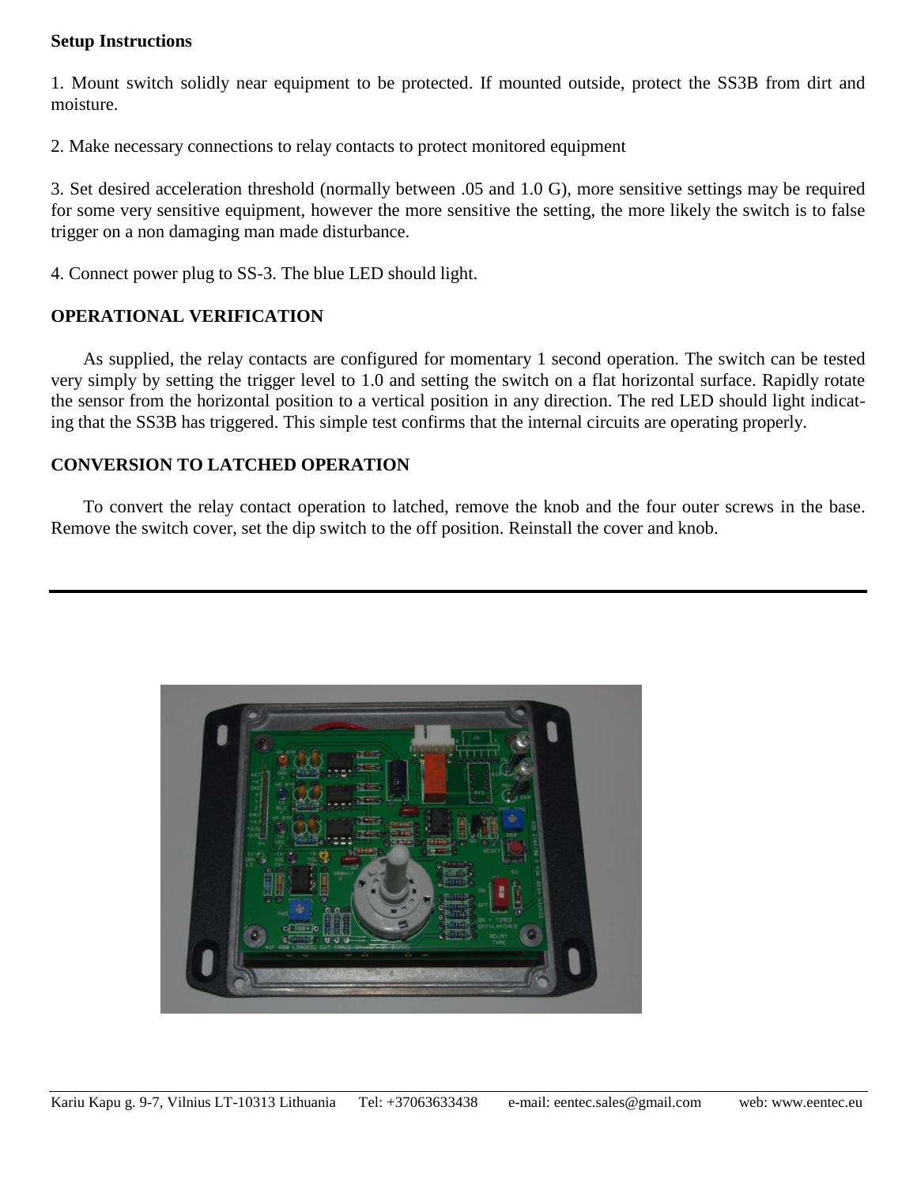**Setup Instructions**

1. Mount switch solidly near equipment to be protected. If mounted outside, protect the SS3B from dirt and moisture.

2. Make necessary connections to relay contacts to protect monitored equipment

3. Set desired acceleration threshold (normally between .05 and 1.0 G), more sensitive settings may be required for some very sensitive equipment, however the more sensitive the setting, the more likely the switch is to false trigger on a non damaging man made disturbance.

4. Connect power plug to SS-3. The blue LED should light.

**OPERATIONAL VERIFICATION**

As supplied, the relay contacts are configured for momentary 1 second operation. The switch can be tested very simply by setting the trigger level to 1.0 and setting the switch on a flat horizontal surface. Rapidly rotate the sensor from the horizontal position to a vertical position in any direction. The red LED should light indicating that the SS3B has triggered. This simple test confirms that the internal circuits are operating properly.

**CONVERSION TO LATCHED OPERATION**

To convert the relay contact operation to latched, remove the knob and the four outer screws in the base. Remove the switch cover, set the dip switch to the off position. Reinstall the cover and knob.

---

Kariu Kapu g. 9-7, Vilnius LT-10313 Lithuania Tel: +37063633438 e-mail: eentec.sales@gmail.com web: www.eentec.eu